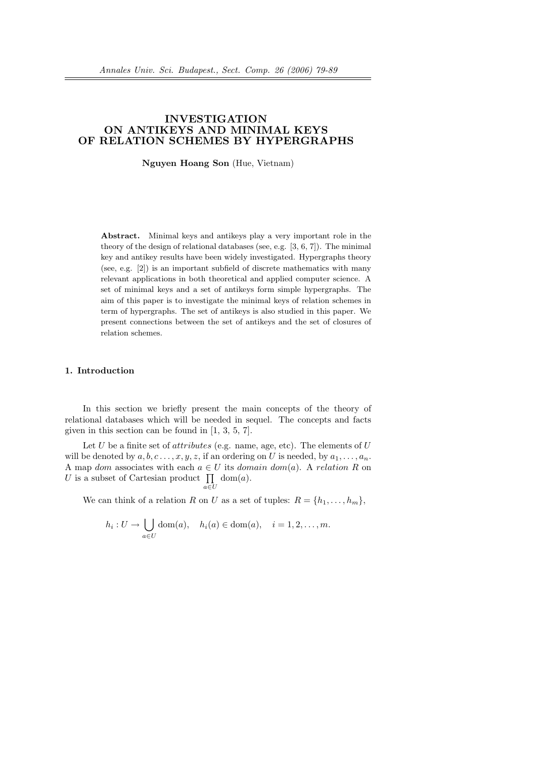# INVESTIGATION ON ANTIKEYS AND MINIMAL KEYS OF RELATION SCHEMES BY HYPERGRAPHS

**Nguyen Hoang Son** (Hue, Vietnam)

**Abstract.** Minimal keys and antikeys play a very important role in the theory of the design of relational databases (see, e.g. [3, 6, 7]). The minimal key and antikey results have been widely investigated. Hypergraphs theory (see, e.g. [2]) is an important subfield of discrete mathematics with many relevant applications in both theoretical and applied computer science. A set of minimal keys and a set of antikeys form simple hypergraphs. The aim of this paper is to investigate the minimal keys of relation schemes in term of hypergraphs. The set of antikeys is also studied in this paper. We present connections between the set of antikeys and the set of closures of relation schemes.

## 1. Introduction

In this section we briefly present the main concepts of the theory of relational databases which will be needed in sequel. The concepts and facts given in this section can be found in [1, 3, 5, 7].

Let $U$ be a finite set of *attributes* (e.g. name, age, etc). The elements of $U$ will be denoted by $a, b, c \ldots, x, y, z$, if an ordering on $U$ is needed, by $a_1, \ldots, a_n$. A map *dom* associates with each $a \in U$ its *domain* $dom(a)$. A *relation* $R$ on $U$ is a subset of Cartesian product $\prod_{a \in U} \mathrm{dom}(a)$.

We can think of a relation $R$ on $U$ as a set of tuples: $R = \{h_1, \ldots, h_m\}$,

$$h_i : U \to \bigcup_{a \in U} \mathrm{dom}(a), \quad h_i(a) \in \mathrm{dom}(a), \quad i = 1, 2, \ldots, m.$$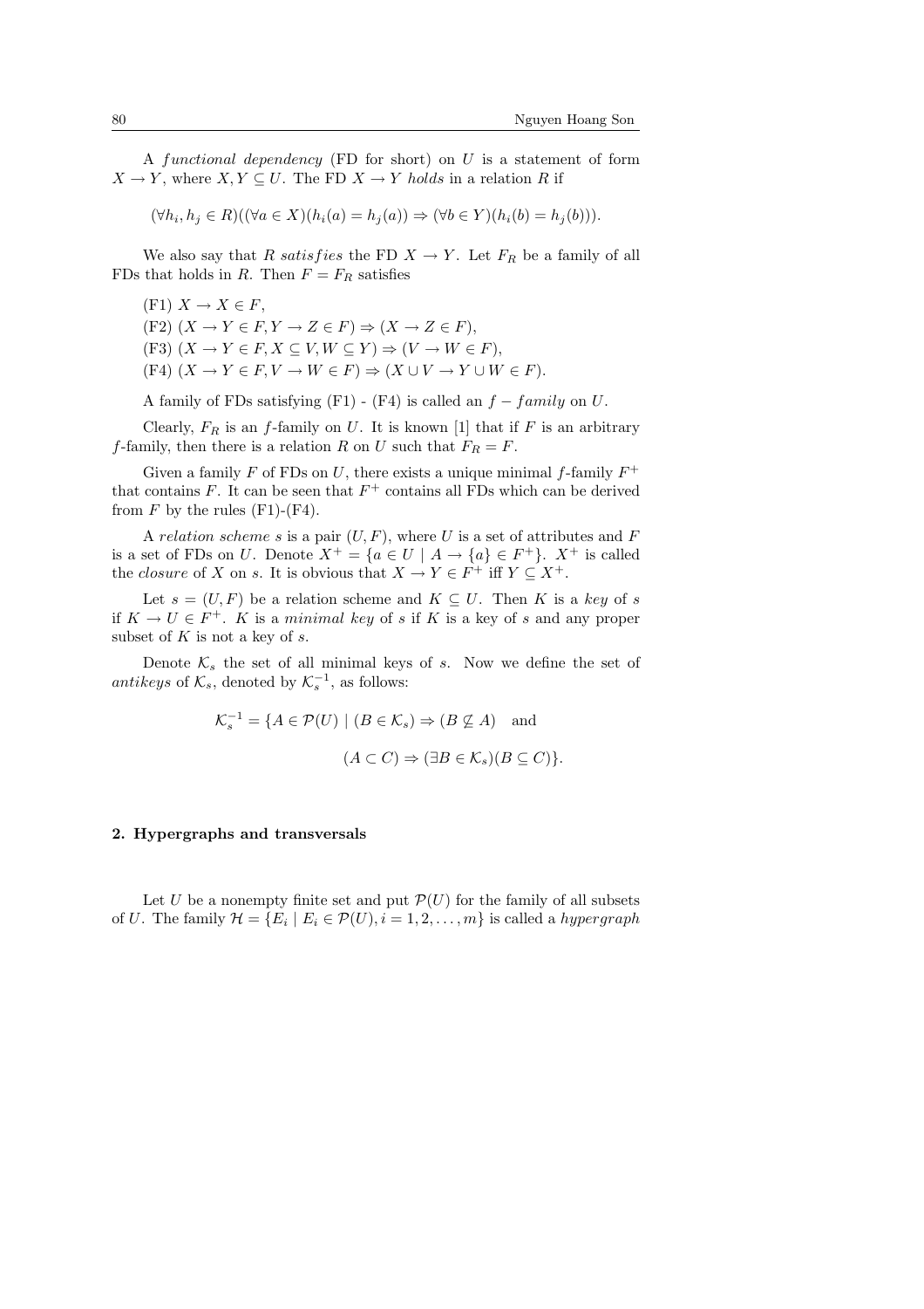A *functional dependency* (FD for short) on $U$ is a statement of form $X \to Y$, where $X, Y \subseteq U$. The FD $X \to Y$ *holds* in a relation $R$ if

$$(\forall h_i, h_j \in R)((\forall a \in X)(h_i(a) = h_j(a)) \Rightarrow (\forall b \in Y)(h_i(b) = h_j(b))).$$

We also say that $R$ *satisfies* the FD $X \to Y$. Let $F_R$ be a family of all FDs that holds in $R$. Then $F = F_R$ satisfies

(F1) $X \to X \in F$,
(F2) $(X \to Y \in F, Y \to Z \in F) \Rightarrow (X \to Z \in F)$,
(F3) $(X \to Y \in F, X \subseteq V, W \subseteq Y) \Rightarrow (V \to W \in F)$,
(F4) $(X \to Y \in F, V \to W \in F) \Rightarrow (X \cup V \to Y \cup W \in F)$.

A family of FDs satisfying (F1) - (F4) is called an $f - family$ on $U$.

Clearly, $F_R$ is an $f$-family on $U$. It is known [1] that if $F$ is an arbitrary $f$-family, then there is a relation $R$ on $U$ such that $F_R = F$.

Given a family $F$ of FDs on $U$, there exists a unique minimal $f$-family $F^+$ that contains $F$. It can be seen that $F^+$ contains all FDs which can be derived from $F$ by the rules (F1)-(F4).

A *relation scheme* $s$ is a pair $(U, F)$, where $U$ is a set of attributes and $F$ is a set of FDs on $U$. Denote $X^+ = \{a \in U \mid A \to \{a\} \in F^+\}$. $X^+$ is called the *closure* of $X$ on $s$. It is obvious that $X \to Y \in F^+$ iff $Y \subseteq X^+$.

Let $s = (U, F)$ be a relation scheme and $K \subseteq U$. Then $K$ is a *key* of $s$ if $K \to U \in F^+$. $K$ is a *minimal key* of $s$ if $K$ is a key of $s$ and any proper subset of $K$ is not a key of $s$.

Denote $\mathcal{K}_s$ the set of all minimal keys of $s$. Now we define the set of *antikeys* of $\mathcal{K}_s$, denoted by $\mathcal{K}_s^{-1}$, as follows:

$$\mathcal{K}_s^{-1} = \{A \in \mathcal{P}(U) \mid (B \in \mathcal{K}_s) \Rightarrow (B \not\subseteq A) \quad \text{and}$$

$$(A \subset C) \Rightarrow (\exists B \in \mathcal{K}_s)(B \subseteq C)\}.$$

## 2. Hypergraphs and transversals

Let $U$ be a nonempty finite set and put $\mathcal{P}(U)$ for the family of all subsets of $U$. The family $\mathcal{H} = \{E_i \mid E_i \in \mathcal{P}(U), i = 1, 2, \ldots, m\}$ is called a *hypergraph*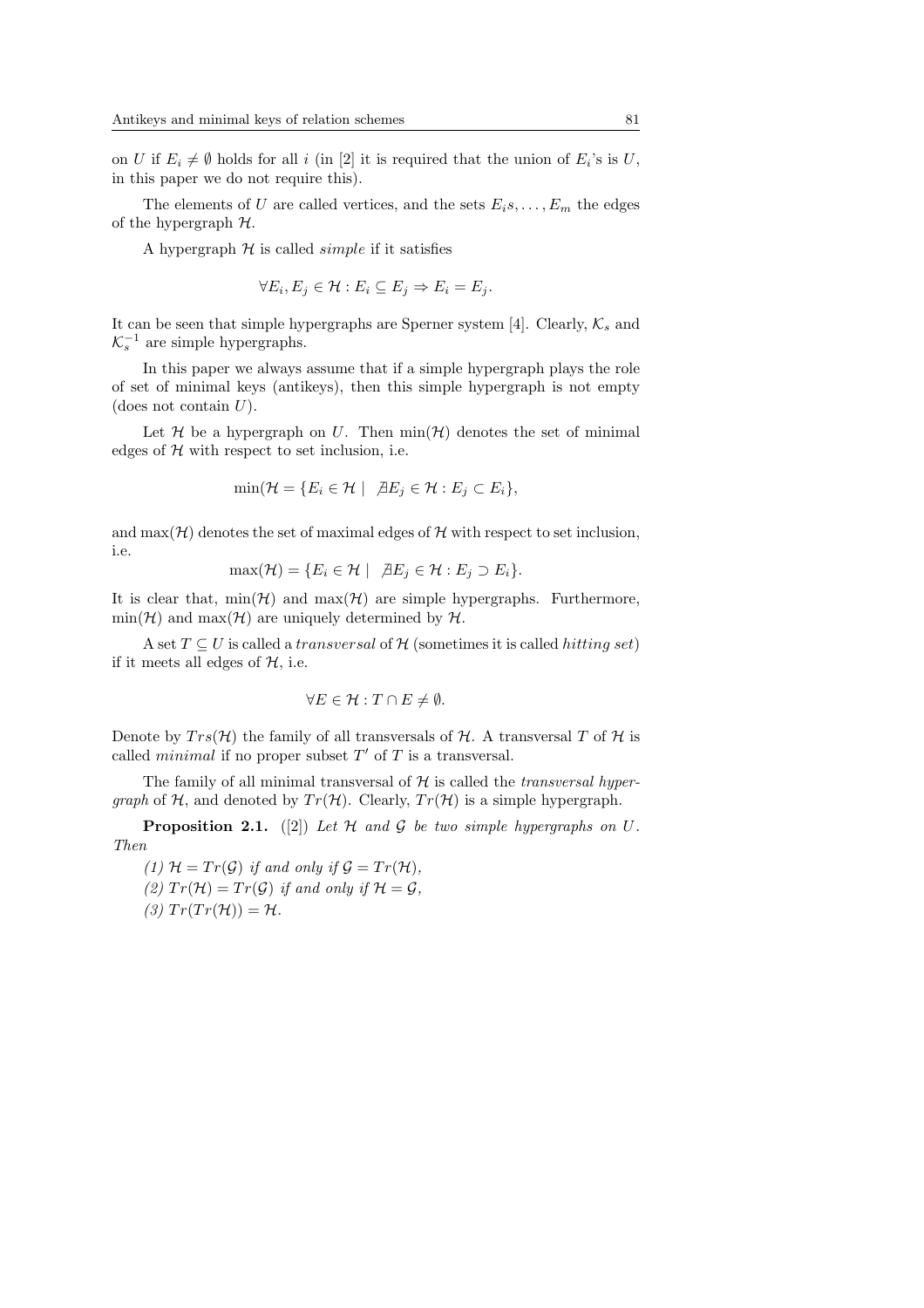on $U$ if $E_i \neq \emptyset$ holds for all $i$ (in [2] it is required that the union of $E_i$'s is $U$, in this paper we do not require this).

The elements of $U$ are called vertices, and the sets $E_is, \ldots, E_m$ the edges of the hypergraph $\mathcal{H}$.

A hypergraph $\mathcal{H}$ is called *simple* if it satisfies

$$\forall E_i, E_j \in \mathcal{H} : E_i \subseteq E_j \Rightarrow E_i = E_j.$$

It can be seen that simple hypergraphs are Sperner system [4]. Clearly, $\mathcal{K}_s$ and $\mathcal{K}_s^{-1}$ are simple hypergraphs.

In this paper we always assume that if a simple hypergraph plays the role of set of minimal keys (antikeys), then this simple hypergraph is not empty (does not contain $U$).

Let $\mathcal{H}$ be a hypergraph on $U$. Then $\min(\mathcal{H})$ denotes the set of minimal edges of $\mathcal{H}$ with respect to set inclusion, i.e.

$$\min(\mathcal{H} = \{E_i \in \mathcal{H} \mid \ \nexists E_j \in \mathcal{H} : E_j \subset E_i\},$$

and $\max(\mathcal{H})$ denotes the set of maximal edges of $\mathcal{H}$ with respect to set inclusion, i.e.

$$\max(\mathcal{H}) = \{E_i \in \mathcal{H} \mid \ \nexists E_j \in \mathcal{H} : E_j \supset E_i\}.$$

It is clear that, $\min(\mathcal{H})$ and $\max(\mathcal{H})$ are simple hypergraphs. Furthermore, $\min(\mathcal{H})$ and $\max(\mathcal{H})$ are uniquely determined by $\mathcal{H}$.

A set $T \subseteq U$ is called a *transversal* of $\mathcal{H}$ (sometimes it is called *hitting set*) if it meets all edges of $\mathcal{H}$, i.e.

$$\forall E \in \mathcal{H} : T \cap E \neq \emptyset.$$

Denote by $Trs(\mathcal{H})$ the family of all transversals of $\mathcal{H}$. A transversal $T$ of $\mathcal{H}$ is called *minimal* if no proper subset $T'$ of $T$ is a transversal.

The family of all minimal transversal of $\mathcal{H}$ is called the *transversal hypergraph* of $\mathcal{H}$, and denoted by $Tr(\mathcal{H})$. Clearly, $Tr(\mathcal{H})$ is a simple hypergraph.

**Proposition 2.1.** ([2]) *Let $\mathcal{H}$ and $\mathcal{G}$ be two simple hypergraphs on $U$. Then*

*(1) $\mathcal{H} = Tr(\mathcal{G})$ if and only if $\mathcal{G} = Tr(\mathcal{H})$,*

*(2) $Tr(\mathcal{H}) = Tr(\mathcal{G})$ if and only if $\mathcal{H} = \mathcal{G}$,*

*(3) $Tr(Tr(\mathcal{H})) = \mathcal{H}$.*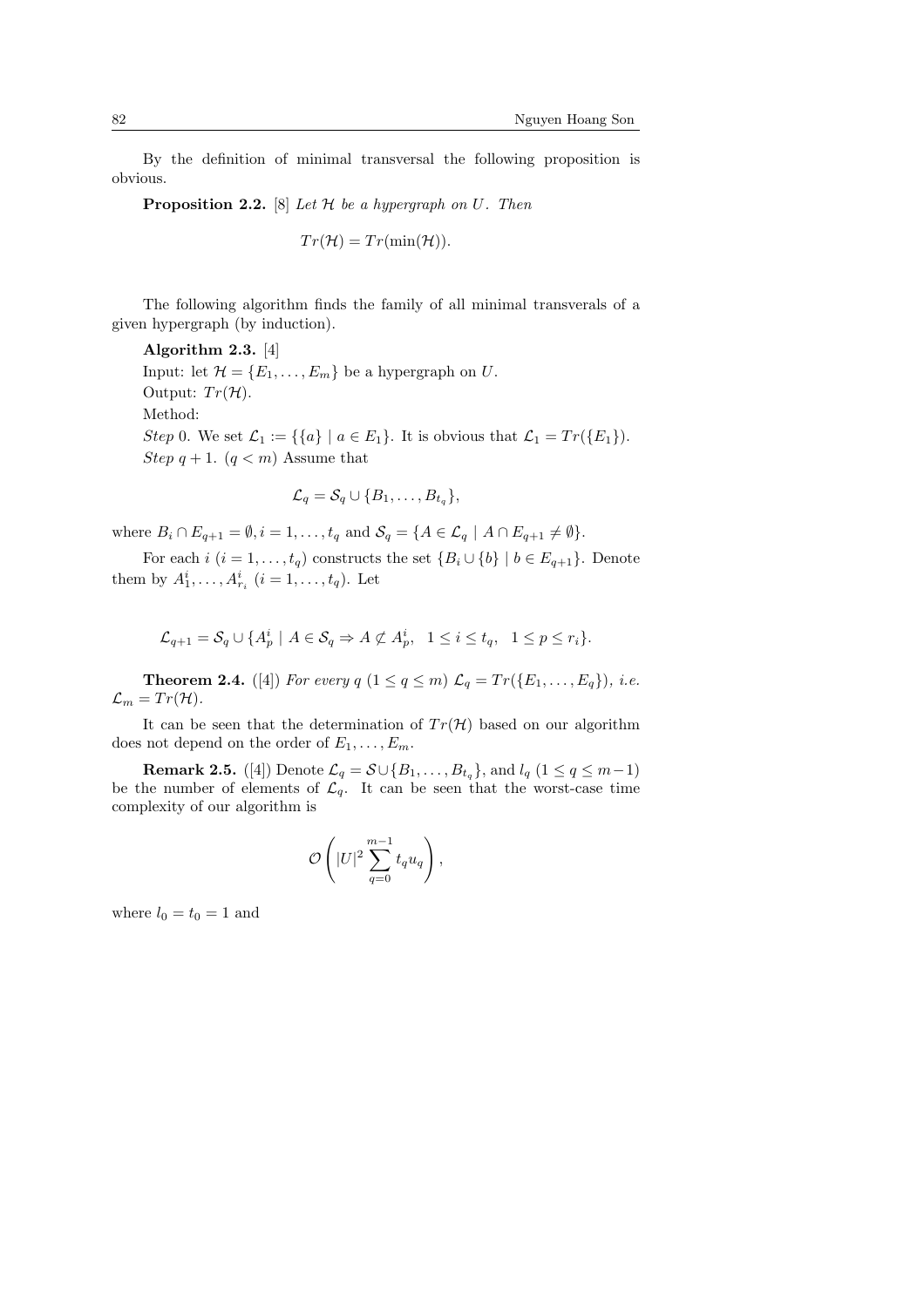By the definition of minimal transversal the following proposition is obvious.

**Proposition 2.2.** [8] *Let $\mathcal{H}$ be a hypergraph on $U$. Then*

$$Tr(\mathcal{H}) = Tr(\min(\mathcal{H})).$$

The following algorithm finds the family of all minimal transverals of a given hypergraph (by induction).

**Algorithm 2.3.** [4]

Input: let $\mathcal{H} = \{E_1, \ldots, E_m\}$ be a hypergraph on $U$.

Output: $Tr(\mathcal{H})$.

Method:

*Step* 0. We set $\mathcal{L}_1 := \{\{a\} \mid a \in E_1\}$. It is obvious that $\mathcal{L}_1 = Tr(\{E_1\})$.

*Step* $q + 1$. ($q < m$) Assume that

$$\mathcal{L}_q = \mathcal{S}_q \cup \{B_1, \ldots, B_{t_q}\},$$

where $B_i \cap E_{q+1} = \emptyset, i = 1, \ldots, t_q$ and $\mathcal{S}_q = \{A \in \mathcal{L}_q \mid A \cap E_{q+1} \neq \emptyset\}$.

For each $i$ ($i = 1, \ldots, t_q$) constructs the set $\{B_i \cup \{b\} \mid b \in E_{q+1}\}$. Denote them by $A^i_1, \ldots, A^i_{r_i}$ ($i = 1, \ldots, t_q$). Let

$$\mathcal{L}_{q+1} = \mathcal{S}_q \cup \{A^i_p \mid A \in \mathcal{S}_q \Rightarrow A \not\subset A^i_p, \;\; 1 \leq i \leq t_q, \;\; 1 \leq p \leq r_i\}.$$

**Theorem 2.4.** ([4]) *For every $q$ ($1 \leq q \leq m$) $\mathcal{L}_q = Tr(\{E_1, \ldots, E_q\})$, i.e. $\mathcal{L}_m = Tr(\mathcal{H})$.*

It can be seen that the determination of $Tr(\mathcal{H})$ based on our algorithm does not depend on the order of $E_1, \ldots, E_m$.

**Remark 2.5.** ([4]) Denote $\mathcal{L}_q = \mathcal{S} \cup \{B_1, \ldots, B_{t_q}\}$, and $l_q$ ($1 \leq q \leq m-1$) be the number of elements of $\mathcal{L}_q$. It can be seen that the worst-case time complexity of our algorithm is

$$\mathcal{O}\left(|U|^2 \sum_{q=0}^{m-1} t_q u_q\right),$$

where $l_0 = t_0 = 1$ and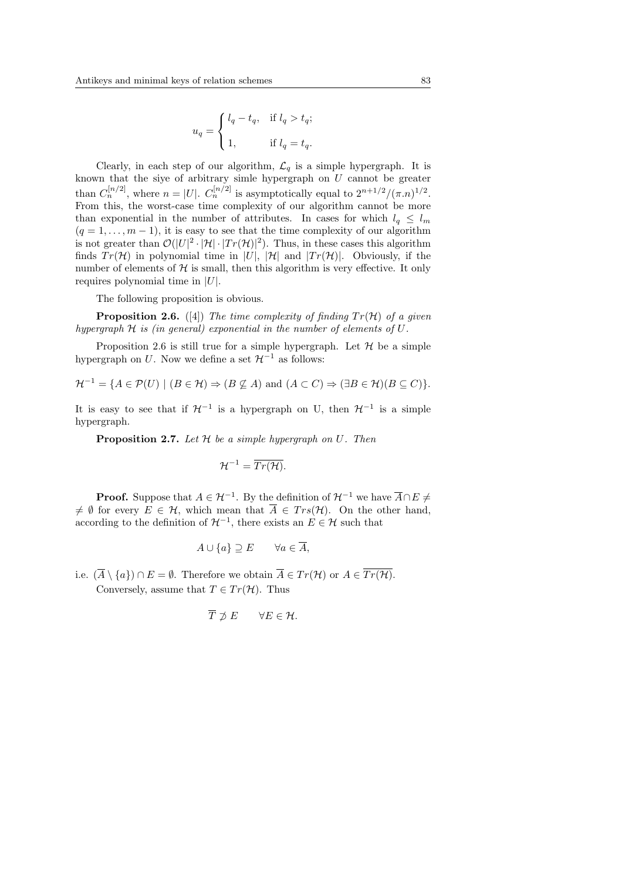$$u_q = \begin{cases} l_q - t_q, & \text{if } l_q > t_q; \\ 1, & \text{if } l_q = t_q. \end{cases}$$

Clearly, in each step of our algorithm, $\mathcal{L}_q$ is a simple hypergraph. It is known that the siye of arbitrary simle hypergraph on $U$ cannot be greater than $C_n^{[n/2]}$, where $n = |U|$. $C_n^{[n/2]}$ is asymptotically equal to $2^{n+1/2}/(\pi.n)^{1/2}$. From this, the worst-case time complexity of our algorithm cannot be more than exponential in the number of attributes. In cases for which $l_q \leq l_m$ ($q = 1, \ldots, m-1$), it is easy to see that the time complexity of our algorithm is not greater than $\mathcal{O}(|U|^2 \cdot |\mathcal{H}| \cdot |Tr(\mathcal{H})|^2)$. Thus, in these cases this algorithm finds $Tr(\mathcal{H})$ in polynomial time in $|U|$, $|\mathcal{H}|$ and $|Tr(\mathcal{H})|$. Obviously, if the number of elements of $\mathcal{H}$ is small, then this algorithm is very effective. It only requires polynomial time in $|U|$.

The following proposition is obvious.

**Proposition 2.6.** ([4]) *The time complexity of finding $Tr(\mathcal{H})$ of a given hypergraph $\mathcal{H}$ is (in general) exponential in the number of elements of $U$.*

Proposition 2.6 is still true for a simple hypergraph. Let $\mathcal{H}$ be a simple hypergraph on $U$. Now we define a set $\mathcal{H}^{-1}$ as follows:

$$\mathcal{H}^{-1} = \{A \in \mathcal{P}(U) \mid (B \in \mathcal{H}) \Rightarrow (B \not\subseteq A) \text{ and } (A \subset C) \Rightarrow (\exists B \in \mathcal{H})(B \subseteq C)\}.$$

It is easy to see that if $\mathcal{H}^{-1}$ is a hypergraph on U, then $\mathcal{H}^{-1}$ is a simple hypergraph.

**Proposition 2.7.** *Let $\mathcal{H}$ be a simple hypergraph on $U$. Then*

$$\mathcal{H}^{-1} = \overline{Tr(\mathcal{H})}.$$

**Proof.** Suppose that $A \in \mathcal{H}^{-1}$. By the definition of $\mathcal{H}^{-1}$ we have $\overline{A} \cap E \neq \emptyset$ for every $E \in \mathcal{H}$, which mean that $\overline{A} \in Trs(\mathcal{H})$. On the other hand, according to the definition of $\mathcal{H}^{-1}$, there exists an $E \in \mathcal{H}$ such that

$$A \cup \{a\} \supseteq E \qquad \forall a \in \overline{A},$$

i.e. $(\overline{A} \setminus \{a\}) \cap E = \emptyset$. Therefore we obtain $\overline{A} \in Tr(\mathcal{H})$ or $A \in \overline{Tr(\mathcal{H})}$.

Conversely, assume that $T \in Tr(\mathcal{H})$. Thus

$$\overline{T} \not\supset E \qquad \forall E \in \mathcal{H}.$$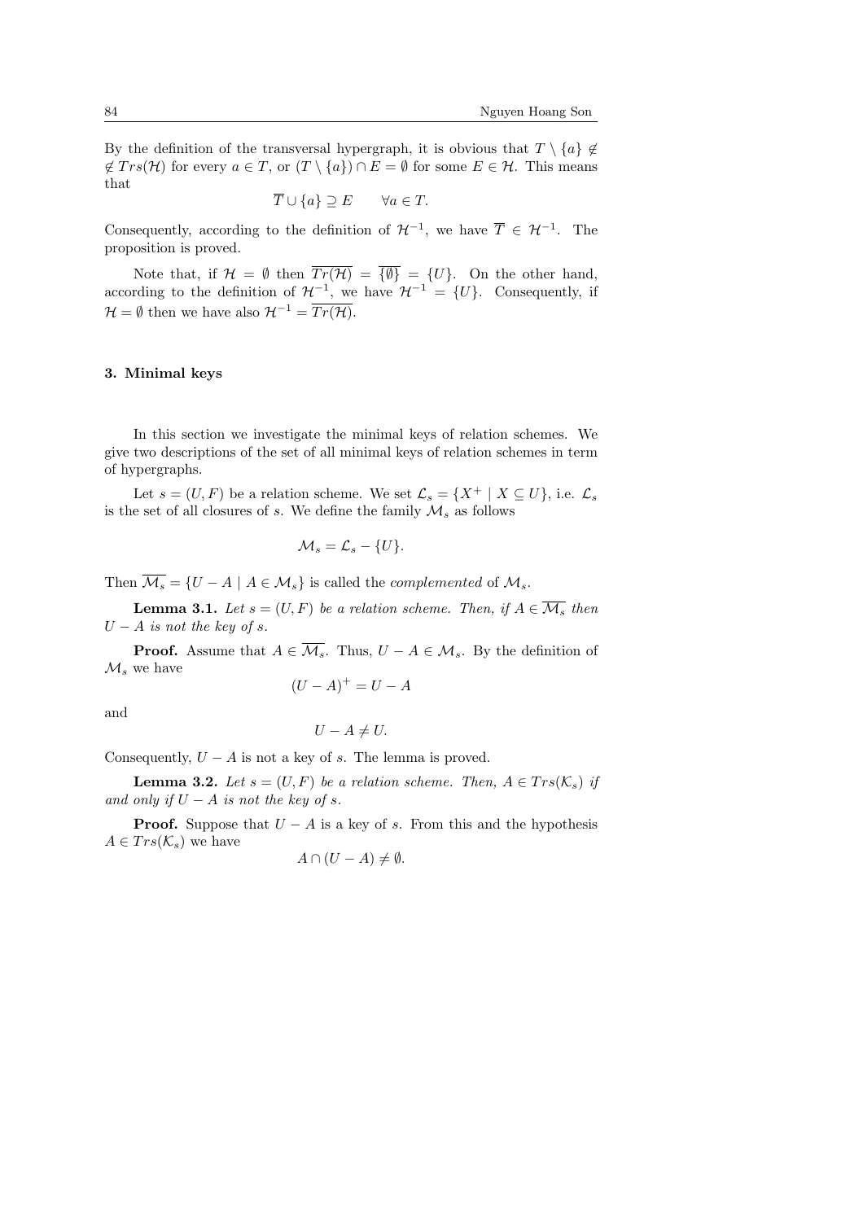By the definition of the transversal hypergraph, it is obvious that $T \setminus \{a\} \notin$ $\notin Trs(\mathcal{H})$ for every $a \in T$, or $(T \setminus \{a\}) \cap E = \emptyset$ for some $E \in \mathcal{H}$. This means that

$$\overline{T} \cup \{a\} \supseteq E \qquad \forall a \in T.$$

Consequently, according to the definition of $\mathcal{H}^{-1}$, we have $\overline{T} \in \mathcal{H}^{-1}$. The proposition is proved.

Note that, if $\mathcal{H} = \emptyset$ then $\overline{Tr(\mathcal{H})} = \overline{\{\emptyset\}} = \{U\}$. On the other hand, according to the definition of $\mathcal{H}^{-1}$, we have $\mathcal{H}^{-1} = \{U\}$. Consequently, if $\mathcal{H} = \emptyset$ then we have also $\mathcal{H}^{-1} = \overline{Tr(\mathcal{H})}$.

### 3. Minimal keys

In this section we investigate the minimal keys of relation schemes. We give two descriptions of the set of all minimal keys of relation schemes in term of hypergraphs.

Let $s = (U, F)$ be a relation scheme. We set $\mathcal{L}_s = \{X^+ \mid X \subseteq U\}$, i.e. $\mathcal{L}_s$ is the set of all closures of $s$. We define the family $\mathcal{M}_s$ as follows

$$\mathcal{M}_s = \mathcal{L}_s - \{U\}.$$

Then $\overline{\mathcal{M}_s} = \{U - A \mid A \in \mathcal{M}_s\}$ is called the *complemented* of $\mathcal{M}_s$.

**Lemma 3.1.** *Let $s = (U, F)$ be a relation scheme. Then, if $A \in \overline{\mathcal{M}_s}$ then $U - A$ is not the key of $s$.*

**Proof.** Assume that $A \in \overline{\mathcal{M}_s}$. Thus, $U - A \in \mathcal{M}_s$. By the definition of $\mathcal{M}_s$ we have

$$(U - A)^+ = U - A$$

and

$$U - A \neq U.$$

Consequently, $U - A$ is not a key of $s$. The lemma is proved.

**Lemma 3.2.** *Let $s = (U, F)$ be a relation scheme. Then, $A \in Trs(\mathcal{K}_s)$ if and only if $U - A$ is not the key of $s$.*

**Proof.** Suppose that $U - A$ is a key of $s$. From this and the hypothesis $A \in Trs(\mathcal{K}_s)$ we have

$$A \cap (U - A) \neq \emptyset.$$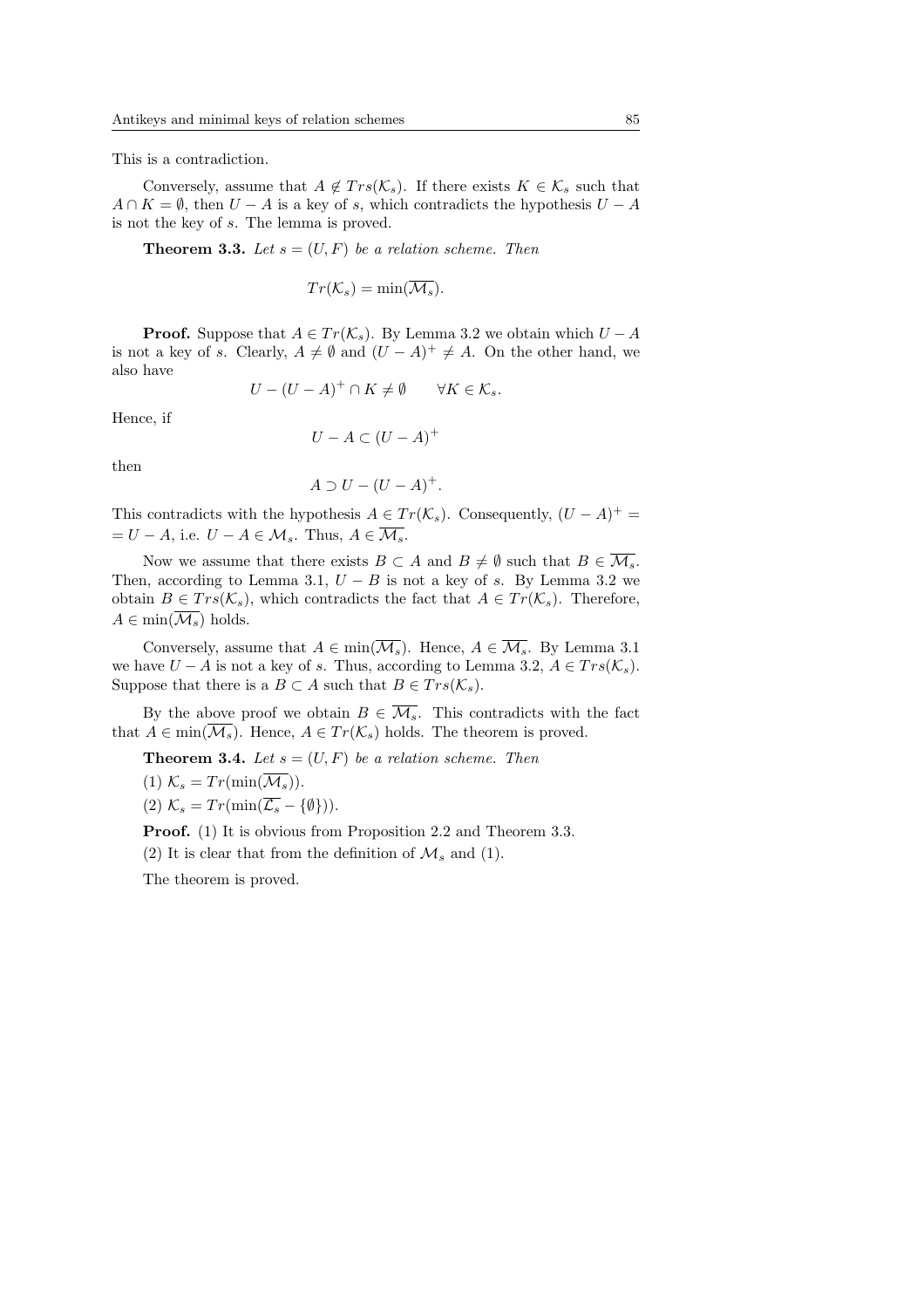This is a contradiction.

Conversely, assume that $A \notin Trs(\mathcal{K}_s)$. If there exists $K \in \mathcal{K}_s$ such that $A \cap K = \emptyset$, then $U - A$ is a key of $s$, which contradicts the hypothesis $U - A$ is not the key of $s$. The lemma is proved.

**Theorem 3.3.** *Let $s = (U, F)$ be a relation scheme. Then*

$$Tr(\mathcal{K}_s) = \min(\overline{\mathcal{M}_s}).$$

**Proof.** Suppose that $A \in Tr(\mathcal{K}_s)$. By Lemma 3.2 we obtain which $U - A$ is not a key of $s$. Clearly, $A \neq \emptyset$ and $(U - A)^+ \neq A$. On the other hand, we also have

$$U - (U - A)^+ \cap K \neq \emptyset \qquad \forall K \in \mathcal{K}_s.$$

Hence, if

$$U - A \subset (U - A)^+$$

then

$$A \supset U - (U - A)^+.$$

This contradicts with the hypothesis $A \in Tr(\mathcal{K}_s)$. Consequently, $(U - A)^+ = U - A$, i.e. $U - A \in \mathcal{M}_s$. Thus, $A \in \overline{\mathcal{M}_s}$.

Now we assume that there exists $B \subset A$ and $B \neq \emptyset$ such that $B \in \overline{\mathcal{M}_s}$. Then, according to Lemma 3.1, $U - B$ is not a key of $s$. By Lemma 3.2 we obtain $B \in Trs(\mathcal{K}_s)$, which contradicts the fact that $A \in Tr(\mathcal{K}_s)$. Therefore, $A \in \min(\overline{\mathcal{M}_s})$ holds.

Conversely, assume that $A \in \min(\overline{\mathcal{M}_s})$. Hence, $A \in \overline{\mathcal{M}_s}$. By Lemma 3.1 we have $U - A$ is not a key of $s$. Thus, according to Lemma 3.2, $A \in Trs(\mathcal{K}_s)$. Suppose that there is a $B \subset A$ such that $B \in Trs(\mathcal{K}_s)$.

By the above proof we obtain $B \in \overline{\mathcal{M}_s}$. This contradicts with the fact that $A \in \min(\overline{\mathcal{M}_s})$. Hence, $A \in Tr(\mathcal{K}_s)$ holds. The theorem is proved.

**Theorem 3.4.** *Let $s = (U, F)$ be a relation scheme. Then*

(1) $\mathcal{K}_s = Tr(\min(\overline{\mathcal{M}_s}))$.

(2) $\mathcal{K}_s = Tr(\min(\overline{\mathcal{C}_s} - \{\emptyset\}))$.

**Proof.** (1) It is obvious from Proposition 2.2 and Theorem 3.3.

(2) It is clear that from the definition of $\mathcal{M}_s$ and (1).

The theorem is proved.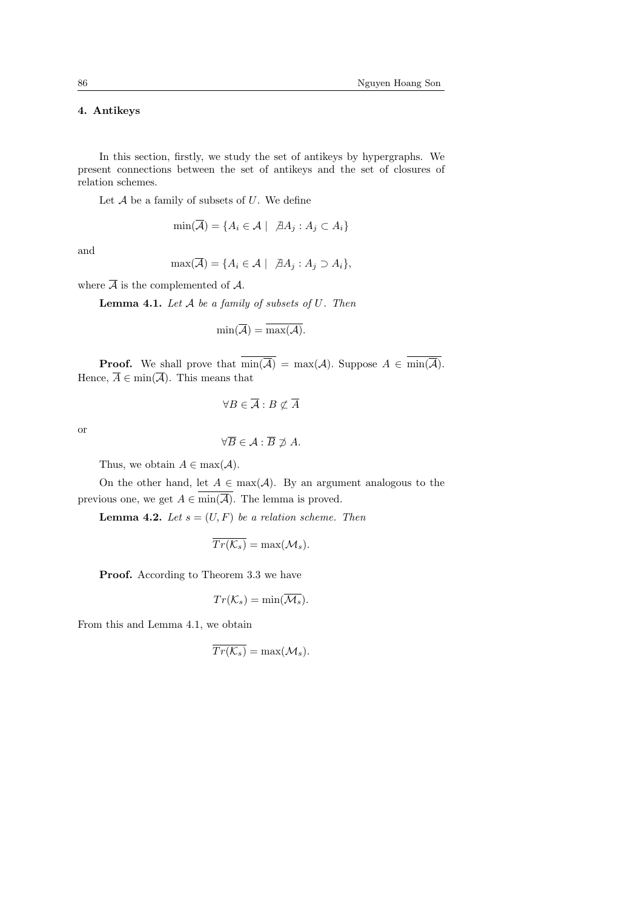## 4. Antikeys

In this section, firstly, we study the set of antikeys by hypergraphs. We present connections between the set of antikeys and the set of closures of relation schemes.

Let $\mathcal{A}$ be a family of subsets of $U$. We define

$$\min(\overline{\mathcal{A}}) = \{A_i \in \mathcal{A} \mid \ \nexists A_j : A_j \subset A_i\}$$

and

$$\max(\overline{\mathcal{A}}) = \{A_i \in \mathcal{A} \mid \ \nexists A_j : A_j \supset A_i\},$$

where $\overline{\mathcal{A}}$ is the complemented of $\mathcal{A}$.

**Lemma 4.1.** *Let $\mathcal{A}$ be a family of subsets of $U$. Then*

$$\min(\overline{\mathcal{A}}) = \overline{\max(\mathcal{A})}.$$

**Proof.** We shall prove that $\overline{\min(\overline{\mathcal{A}})} = \max(\mathcal{A})$. Suppose $A \in \overline{\min(\overline{\mathcal{A}})}$. Hence, $\overline{A} \in \min(\overline{\mathcal{A}})$. This means that

$$\forall B \in \overline{\mathcal{A}} : B \not\subset \overline{A}$$

or

$$\forall \overline{B} \in \mathcal{A} : \overline{B} \not\supset A.$$

Thus, we obtain $A \in \max(\mathcal{A})$.

On the other hand, let $A \in \max(\mathcal{A})$. By an argument analogous to the previous one, we get $A \in \overline{\min(\overline{\mathcal{A}})}$. The lemma is proved.

**Lemma 4.2.** *Let $s = (U, F)$ be a relation scheme. Then*

$$\overline{Tr(\mathcal{K}_s)} = \max(\mathcal{M}_s).$$

**Proof.** According to Theorem 3.3 we have

$$Tr(\mathcal{K}_s) = \min(\overline{\mathcal{M}_s}).$$

From this and Lemma 4.1, we obtain

$$\overline{Tr(\mathcal{K}_s)} = \max(\mathcal{M}_s).$$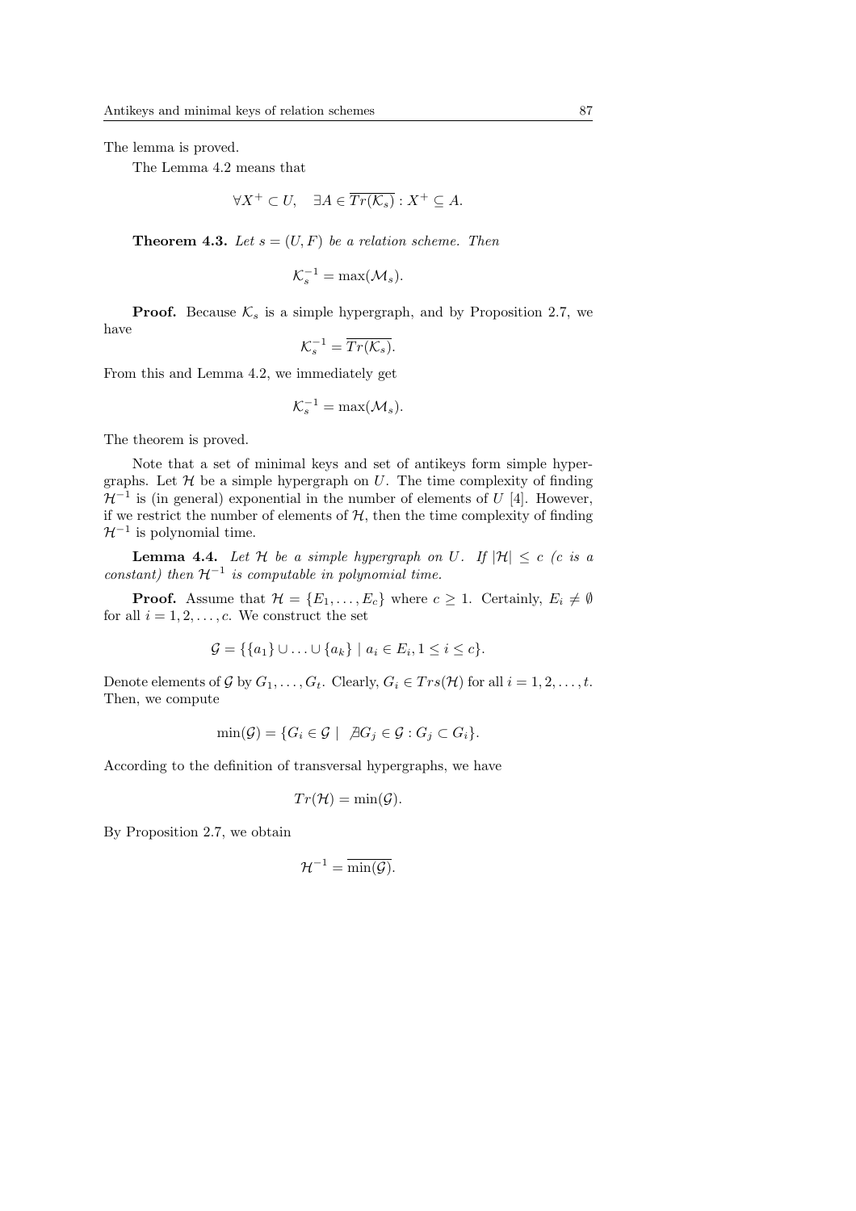The lemma is proved.

The Lemma 4.2 means that

$$\forall X^+ \subset U, \quad \exists A \in \overline{Tr(\mathcal{K}_s)} : X^+ \subseteq A.$$

**Theorem 4.3.** *Let $s = (U, F)$ be a relation scheme. Then*

$$\mathcal{K}_s^{-1} = \max(\mathcal{M}_s).$$

**Proof.** Because $\mathcal{K}_s$ is a simple hypergraph, and by Proposition 2.7, we have

$$\mathcal{K}_s^{-1} = \overline{Tr(\mathcal{K}_s)}.$$

From this and Lemma 4.2, we immediately get

$$\mathcal{K}_s^{-1} = \max(\mathcal{M}_s).$$

The theorem is proved.

Note that a set of minimal keys and set of antikeys form simple hypergraphs. Let $\mathcal{H}$ be a simple hypergraph on $U$. The time complexity of finding $\mathcal{H}^{-1}$ is (in general) exponential in the number of elements of $U$ [4]. However, if we restrict the number of elements of $\mathcal{H}$, then the time complexity of finding $\mathcal{H}^{-1}$ is polynomial time.

**Lemma 4.4.** *Let $\mathcal{H}$ be a simple hypergraph on $U$. If $|\mathcal{H}| \leq c$ ($c$ is a constant) then $\mathcal{H}^{-1}$ is computable in polynomial time.*

**Proof.** Assume that $\mathcal{H} = \{E_1, \ldots, E_c\}$ where $c \geq 1$. Certainly, $E_i \neq \emptyset$ for all $i = 1, 2, \ldots, c$. We construct the set

$$\mathcal{G} = \{\{a_1\} \cup \ldots \cup \{a_k\} \mid a_i \in E_i, 1 \leq i \leq c\}.$$

Denote elements of $\mathcal{G}$ by $G_1, \ldots, G_t$. Clearly, $G_i \in Trs(\mathcal{H})$ for all $i = 1, 2, \ldots, t$. Then, we compute

$$\min(\mathcal{G}) = \{G_i \in \mathcal{G} \mid \nexists G_j \in \mathcal{G} : G_j \subset G_i\}.$$

According to the definition of transversal hypergraphs, we have

$$Tr(\mathcal{H}) = \min(\mathcal{G}).$$

By Proposition 2.7, we obtain

$$\mathcal{H}^{-1} = \overline{\min(\mathcal{G})}.$$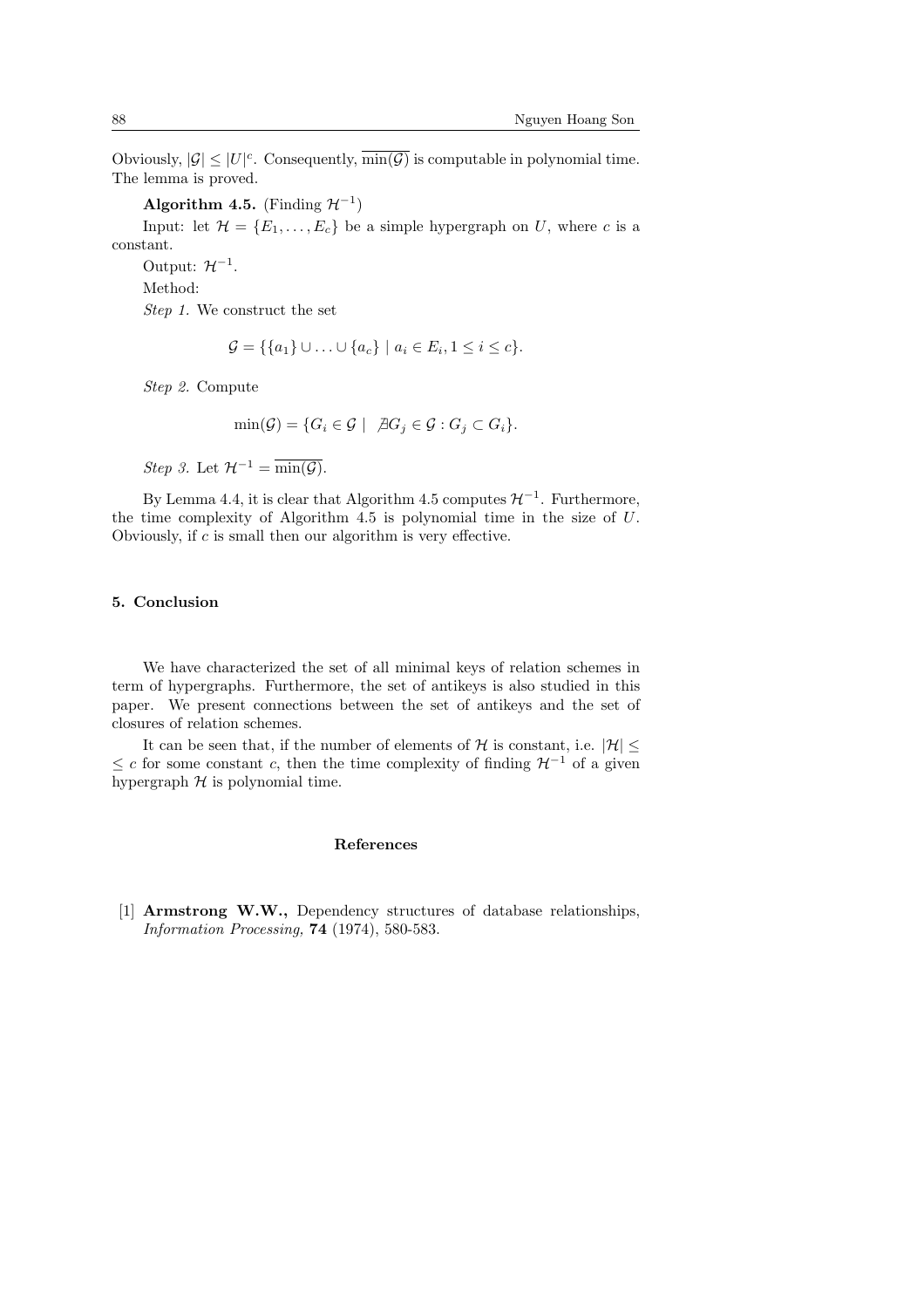Obviously, $|\mathcal{G}| \leq |U|^c$. Consequently, $\overline{\min(\mathcal{G})}$ is computable in polynomial time. The lemma is proved.

**Algorithm 4.5.** (Finding $\mathcal{H}^{-1}$)

Input: let $\mathcal{H} = \{E_1, \ldots, E_c\}$ be a simple hypergraph on $U$, where $c$ is a constant.

Output: $\mathcal{H}^{-1}$.

Method:

*Step 1.* We construct the set

$$\mathcal{G} = \{\{a_1\} \cup \ldots \cup \{a_c\} \mid a_i \in E_i, 1 \leq i \leq c\}.$$

*Step 2.* Compute

$$\min(\mathcal{G}) = \{G_i \in \mathcal{G} \mid \ \nexists G_j \in \mathcal{G} : G_j \subset G_i\}.$$

*Step 3.* Let $\mathcal{H}^{-1} = \overline{\min(\mathcal{G})}$.

By Lemma 4.4, it is clear that Algorithm 4.5 computes $\mathcal{H}^{-1}$. Furthermore, the time complexity of Algorithm 4.5 is polynomial time in the size of $U$. Obviously, if $c$ is small then our algorithm is very effective.

## 5. Conclusion

We have characterized the set of all minimal keys of relation schemes in term of hypergraphs. Furthermore, the set of antikeys is also studied in this paper. We present connections between the set of antikeys and the set of closures of relation schemes.

It can be seen that, if the number of elements of $\mathcal{H}$ is constant, i.e. $|\mathcal{H}| \leq$ $\leq c$ for some constant $c$, then the time complexity of finding $\mathcal{H}^{-1}$ of a given hypergraph $\mathcal{H}$ is polynomial time.

## References

[1] **Armstrong W.W.,** Dependency structures of database relationships, *Information Processing,* **74** (1974), 580-583.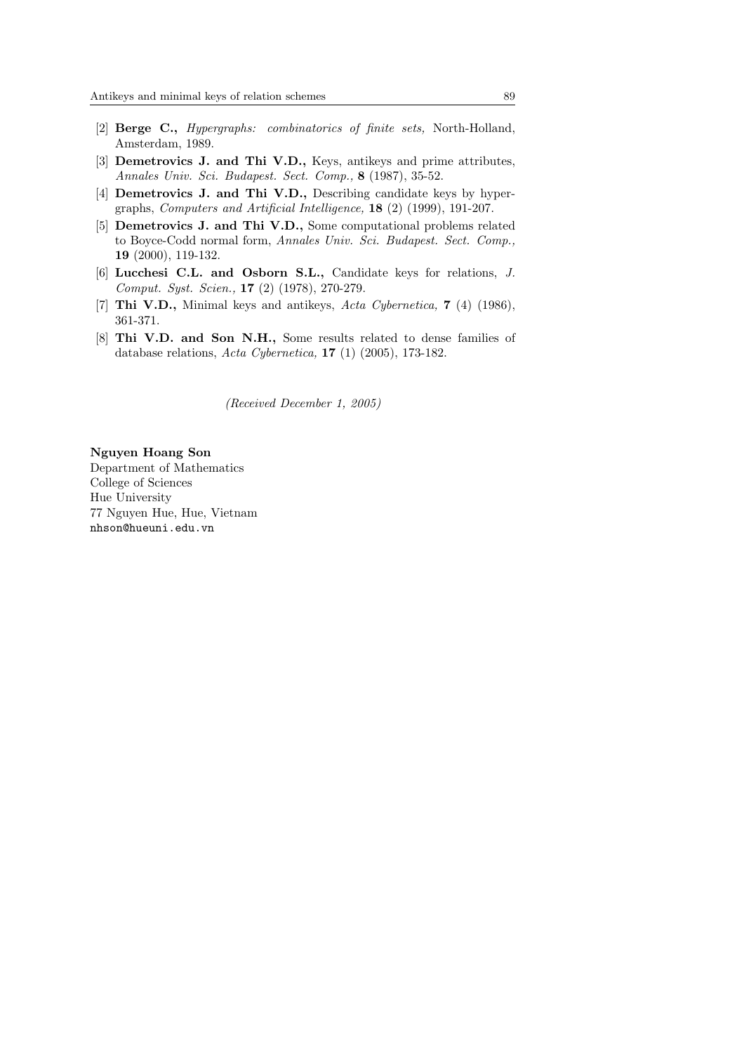[2] **Berge C.,** *Hypergraphs: combinatorics of finite sets,* North-Holland, Amsterdam, 1989.

[3] **Demetrovics J. and Thi V.D.,** Keys, antikeys and prime attributes, *Annales Univ. Sci. Budapest. Sect. Comp.,* **8** (1987), 35-52.

[4] **Demetrovics J. and Thi V.D.,** Describing candidate keys by hypergraphs, *Computers and Artificial Intelligence,* **18** (2) (1999), 191-207.

[5] **Demetrovics J. and Thi V.D.,** Some computational problems related to Boyce-Codd normal form, *Annales Univ. Sci. Budapest. Sect. Comp.,* **19** (2000), 119-132.

[6] **Lucchesi C.L. and Osborn S.L.,** Candidate keys for relations, *J. Comput. Syst. Scien.,* **17** (2) (1978), 270-279.

[7] **Thi V.D.,** Minimal keys and antikeys, *Acta Cybernetica,* **7** (4) (1986), 361-371.

[8] **Thi V.D. and Son N.H.,** Some results related to dense families of database relations, *Acta Cybernetica,* **17** (1) (2005), 173-182.

*(Received December 1, 2005)*

**Nguyen Hoang Son**
Department of Mathematics
College of Sciences
Hue University
77 Nguyen Hue, Hue, Vietnam
nhson@hueuni.edu.vn